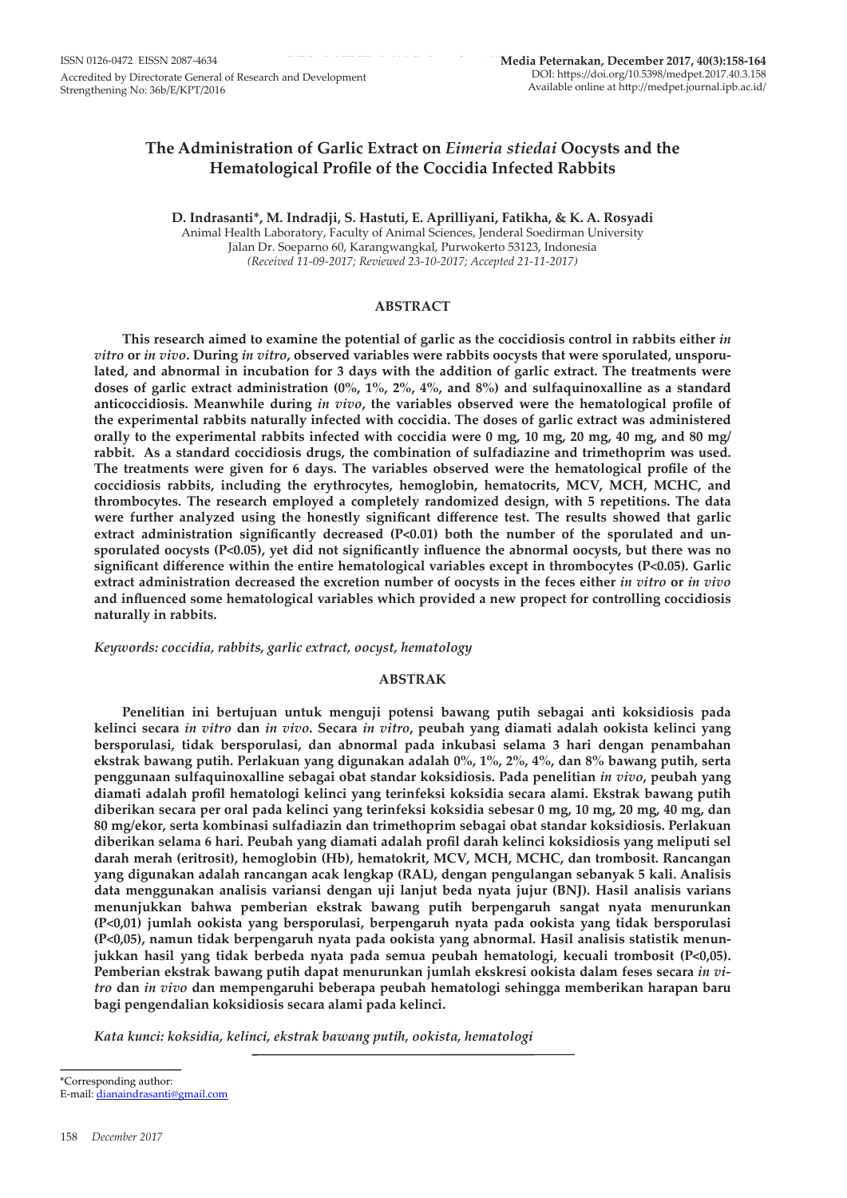ISSN 0126-0472 EISSN 2087-4634

Accredited by Directorate General of Research and Development Strengthening No: 36b/E/KPT/2016

**Media Peternakan, December 2017, 40(3):158-164**
DOI: https://doi.org/10.5398/medpet.2017.40.3.158
Available online at http://medpet.journal.ipb.ac.id/

# The Administration of Garlic Extract on *Eimeria stiedai* Oocysts and the Hematological Profile of the Coccidia Infected Rabbits

**D. Indrasanti*, M. Indradji, S. Hastuti, E. Aprilliyani, Fatikha, & K. A. Rosyadi**

Animal Health Laboratory, Faculty of Animal Sciences, Jenderal Soedirman University
Jalan Dr. Soeparno 60, Karangwangkal, Purwokerto 53123, Indonesia
*(Received 11-09-2017; Reviewed 23-10-2017; Accepted 21-11-2017)*

## ABSTRACT

**This research aimed to examine the potential of garlic as the coccidiosis control in rabbits either *in vitro* or *in vivo*. During *in vitro*, observed variables were rabbits oocysts that were sporulated, unsporulated, and abnormal in incubation for 3 days with the addition of garlic extract. The treatments were doses of garlic extract administration (0%, 1%, 2%, 4%, and 8%) and sulfaquinoxalline as a standard anticoccidiosis. Meanwhile during *in vivo*, the variables observed were the hematological profile of the experimental rabbits naturally infected with coccidia. The doses of garlic extract was administered orally to the experimental rabbits infected with coccidia were 0 mg, 10 mg, 20 mg, 40 mg, and 80 mg/rabbit. As a standard coccidiosis drugs, the combination of sulfadiazine and trimethoprim was used. The treatments were given for 6 days. The variables observed were the hematological profile of the coccidiosis rabbits, including the erythrocytes, hemoglobin, hematocrits, MCV, MCH, MCHC, and thrombocytes. The research employed a completely randomized design, with 5 repetitions. The data were further analyzed using the honestly significant difference test. The results showed that garlic extract administration significantly decreased (P<0.01) both the number of the sporulated and unsporulated oocysts (P<0.05), yet did not significantly influence the abnormal oocysts, but there was no significant difference within the entire hematological variables except in thrombocytes (P<0.05). Garlic extract administration decreased the excretion number of oocysts in the feces either *in vitro* or *in vivo* and influenced some hematological variables which provided a new propect for controlling coccidiosis naturally in rabbits.**

*Keywords: coccidia, rabbits, garlic extract, oocyst, hematology*

## ABSTRAK

**Penelitian ini bertujuan untuk menguji potensi bawang putih sebagai anti koksidiosis pada kelinci secara *in vitro* dan *in vivo*. Secara *in vitro*, peubah yang diamati adalah ookista kelinci yang bersporulasi, tidak bersporulasi, dan abnormal pada inkubasi selama 3 hari dengan penambahan ekstrak bawang putih. Perlakuan yang digunakan adalah 0%, 1%, 2%, 4%, dan 8% bawang putih, serta penggunaan sulfaquinoxalline sebagai obat standar koksidiosis. Pada penelitian *in vivo*, peubah yang diamati adalah profil hematologi kelinci yang terinfeksi koksidia secara alami. Ekstrak bawang putih diberikan secara per oral pada kelinci yang terinfeksi koksidia sebesar 0 mg, 10 mg, 20 mg, 40 mg, dan 80 mg/ekor, serta kombinasi sulfadiazin dan trimethoprim sebagai obat standar koksidiosis. Perlakuan diberikan selama 6 hari. Peubah yang diamati adalah profil darah kelinci koksidiosis yang meliputi sel darah merah (eritrosit), hemoglobin (Hb), hematokrit, MCV, MCH, MCHC, dan trombosit. Rancangan yang digunakan adalah rancangan acak lengkap (RAL), dengan pengulangan sebanyak 5 kali. Analisis data menggunakan analisis variansi dengan uji lanjut beda nyata jujur (BNJ). Hasil analisis varians menunjukkan bahwa pemberian ekstrak bawang putih berpengaruh sangat nyata menurunkan (P<0,01) jumlah ookista yang bersporulasi, berpengaruh nyata pada ookista yang tidak bersporulasi (P<0,05), namun tidak berpengaruh nyata pada ookista yang abnormal. Hasil analisis statistik menunjukkan hasil yang tidak berbeda nyata pada semua peubah hematologi, kecuali trombosit (P<0,05). Pemberian ekstrak bawang putih dapat menurunkan jumlah ekskresi ookista dalam feses secara *in vitro* dan *in vivo* dan mempengaruhi beberapa peubah hematologi sehingga memberikan harapan baru bagi pengendalian koksidiosis secara alami pada kelinci.**

*Kata kunci: koksidia, kelinci, ekstrak bawang putih, ookista, hematologi*

---

*Corresponding author:
E-mail: dianaindrasanti@gmail.com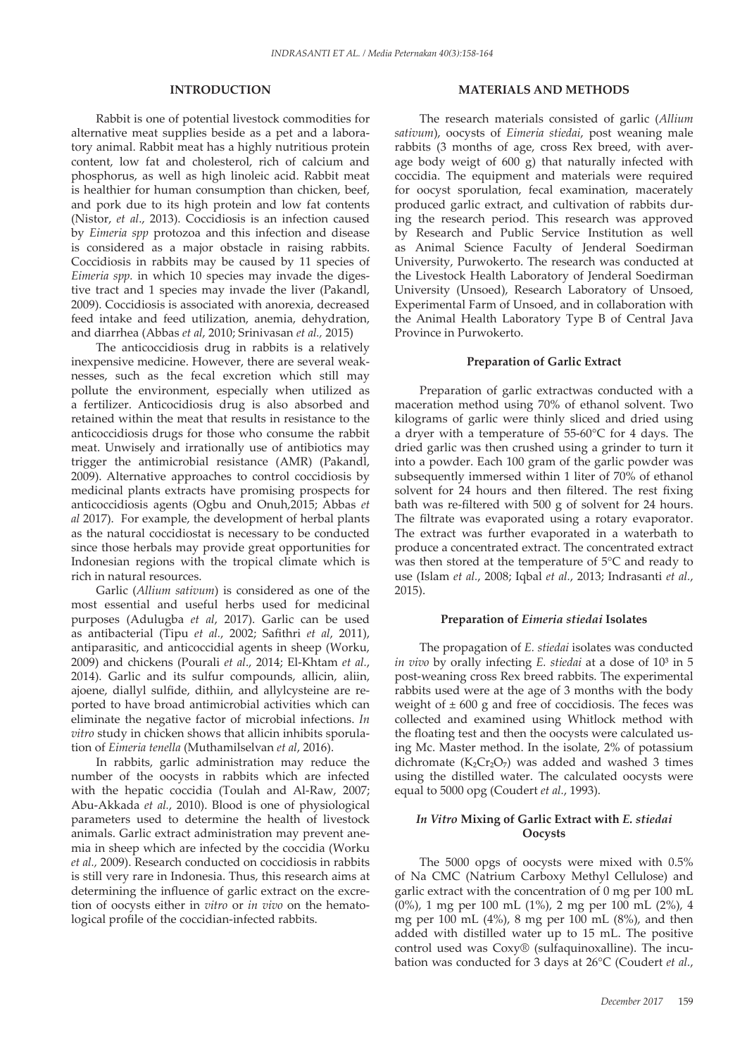## INTRODUCTION

Rabbit is one of potential livestock commodities for alternative meat supplies beside as a pet and a laboratory animal. Rabbit meat has a highly nutritious protein content, low fat and cholesterol, rich of calcium and phosphorus, as well as high linoleic acid. Rabbit meat is healthier for human consumption than chicken, beef, and pork due to its high protein and low fat contents (Nistor, *et al*., 2013). Coccidiosis is an infection caused by *Eimeria spp* protozoa and this infection and disease is considered as a major obstacle in raising rabbits. Coccidiosis in rabbits may be caused by 11 species of *Eimeria spp.* in which 10 species may invade the digestive tract and 1 species may invade the liver (Pakandl, 2009). Coccidiosis is associated with anorexia, decreased feed intake and feed utilization, anemia, dehydration, and diarrhea (Abbas *et al*, 2010; Srinivasan *et al.,* 2015)

The anticoccidiosis drug in rabbits is a relatively inexpensive medicine. However, there are several weaknesses, such as the fecal excretion which still may pollute the environment, especially when utilized as a fertilizer. Anticocidiosis drug is also absorbed and retained within the meat that results in resistance to the anticoccidiosis drugs for those who consume the rabbit meat. Unwisely and irrationally use of antibiotics may trigger the antimicrobial resistance (AMR) (Pakandl, 2009). Alternative approaches to control coccidiosis by medicinal plants extracts have promising prospects for anticoccidiosis agents (Ogbu and Onuh,2015; Abbas *et al* 2017). For example, the development of herbal plants as the natural coccidiostat is necessary to be conducted since those herbals may provide great opportunities for Indonesian regions with the tropical climate which is rich in natural resources.

Garlic (*Allium sativum*) is considered as one of the most essential and useful herbs used for medicinal purposes (Adulugba *et al*, 2017). Garlic can be used as antibacterial (Tipu *et al*., 2002; Safithri *et al*, 2011), antiparasitic, and anticoccidial agents in sheep (Worku, 2009) and chickens (Pourali *et al*., 2014; El-Khtam *et al*., 2014). Garlic and its sulfur compounds, allicin, aliin, ajoene, diallyl sulfide, dithiin, and allylcysteine are reported to have broad antimicrobial activities which can eliminate the negative factor of microbial infections. *In vitro* study in chicken shows that allicin inhibits sporulation of *Eimeria tenella* (Muthamilselvan *et al*, 2016).

In rabbits, garlic administration may reduce the number of the oocysts in rabbits which are infected with the hepatic coccidia (Toulah and Al-Raw, 2007; Abu-Akkada *et al.*, 2010). Blood is one of physiological parameters used to determine the health of livestock animals. Garlic extract administration may prevent anemia in sheep which are infected by the coccidia (Worku *et al.,* 2009). Research conducted on coccidiosis in rabbits is still very rare in Indonesia. Thus, this research aims at determining the influence of garlic extract on the excretion of oocysts either in *vitro* or *in vivo* on the hematological profile of the coccidian-infected rabbits.

## MATERIALS AND METHODS

The research materials consisted of garlic (*Allium sativum*), oocysts of *Eimeria stiedai*, post weaning male rabbits (3 months of age, cross Rex breed, with average body weigt of 600 g) that naturally infected with coccidia. The equipment and materials were required for oocyst sporulation, fecal examination, macerately produced garlic extract, and cultivation of rabbits during the research period. This research was approved by Research and Public Service Institution as well as Animal Science Faculty of Jenderal Soedirman University, Purwokerto. The research was conducted at the Livestock Health Laboratory of Jenderal Soedirman University (Unsoed), Research Laboratory of Unsoed, Experimental Farm of Unsoed, and in collaboration with the Animal Health Laboratory Type B of Central Java Province in Purwokerto.

### Preparation of Garlic Extract

Preparation of garlic extractwas conducted with a maceration method using 70% of ethanol solvent. Two kilograms of garlic were thinly sliced and dried using a dryer with a temperature of 55-60°C for 4 days. The dried garlic was then crushed using a grinder to turn it into a powder. Each 100 gram of the garlic powder was subsequently immersed within 1 liter of 70% of ethanol solvent for 24 hours and then filtered. The rest fixing bath was re-filtered with 500 g of solvent for 24 hours. The filtrate was evaporated using a rotary evaporator. The extract was further evaporated in a waterbath to produce a concentrated extract. The concentrated extract was then stored at the temperature of 5°C and ready to use (Islam *et al*., 2008; Iqbal *et al*., 2013; Indrasanti *et al*., 2015).

### Preparation of *Eimeria stiedai* Isolates

The propagation of *E. stiedai* isolates was conducted *in vivo* by orally infecting *E. stiedai* at a dose of $10^3$ in 5 post-weaning cross Rex breed rabbits. The experimental rabbits used were at the age of 3 months with the body weight of ± 600 g and free of coccidiosis. The feces was collected and examined using Whitlock method with the floating test and then the oocysts were calculated using Mc. Master method. In the isolate, 2% of potassium dichromate ($K_2Cr_2O_7$) was added and washed 3 times using the distilled water. The calculated oocysts were equal to 5000 opg (Coudert *et al*., 1993).

### *In Vitro* Mixing of Garlic Extract with *E. stiedai* Oocysts

The 5000 opgs of oocysts were mixed with 0.5% of Na CMC (Natrium Carboxy Methyl Cellulose) and garlic extract with the concentration of 0 mg per 100 mL (0%), 1 mg per 100 mL (1%), 2 mg per 100 mL (2%), 4 mg per 100 mL (4%), 8 mg per 100 mL (8%), and then added with distilled water up to 15 mL. The positive control used was Coxy® (sulfaquinoxalline). The incubation was conducted for 3 days at 26°C (Coudert *et al*.,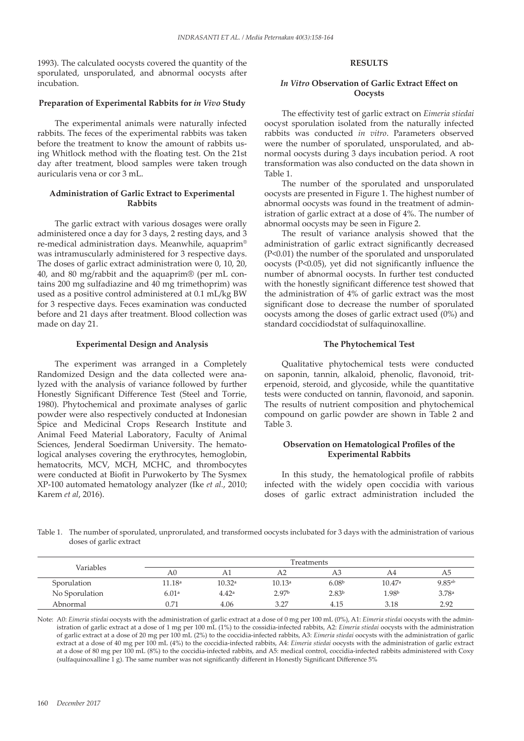1993). The calculated oocysts covered the quantity of the sporulated, unsporulated, and abnormal oocysts after incubation.

### Preparation of Experimental Rabbits for *in Vivo* Study

The experimental animals were naturally infected rabbits. The feces of the experimental rabbits was taken before the treatment to know the amount of rabbits using Whitlock method with the floating test. On the 21st day after treatment, blood samples were taken trough auricularis vena or cor 3 mL.

### Administration of Garlic Extract to Experimental Rabbits

The garlic extract with various dosages were orally administered once a day for 3 days, 2 resting days, and 3 re-medical administration days. Meanwhile, aquaprim® was intramuscularly administered for 3 respective days. The doses of garlic extract administration were 0, 10, 20, 40, and 80 mg/rabbit and the aquaprim® (per mL contains 200 mg sulfadiazine and 40 mg trimethoprim) was used as a positive control administered at 0.1 mL/kg BW for 3 respective days. Feces examination was conducted before and 21 days after treatment. Blood collection was made on day 21.

### Experimental Design and Analysis

The experiment was arranged in a Completely Randomized Design and the data collected were analyzed with the analysis of variance followed by further Honestly Significant Difference Test (Steel and Torrie, 1980). Phytochemical and proximate analyses of garlic powder were also respectively conducted at Indonesian Spice and Medicinal Crops Research Institute and Animal Feed Material Laboratory, Faculty of Animal Sciences, Jenderal Soedirman University. The hematological analyses covering the erythrocytes, hemoglobin, hematocrits, MCV, MCH, MCHC, and thrombocytes were conducted at Biofit in Purwokerto by The Sysmex XP-100 automated hematology analyzer (Ike *et al.*, 2010; Karem *et al*, 2016).

## RESULTS

### *In Vitro* Observation of Garlic Extract Effect on Oocysts

The effectivity test of garlic extract on *Eimeria stiedai* oocyst sporulation isolated from the naturally infected rabbits was conducted *in vitro*. Parameters observed were the number of sporulated, unsporulated, and abnormal oocysts during 3 days incubation period. A root transformation was also conducted on the data shown in Table 1.

The number of the sporulated and unsporulated oocysts are presented in Figure 1. The highest number of abnormal oocysts was found in the treatment of administration of garlic extract at a dose of 4%. The number of abnormal oocysts may be seen in Figure 2.

The result of variance analysis showed that the administration of garlic extract significantly decreased ($P<0.01$) the number of the sporulated and unsporulated oocysts ($P<0.05$), yet did not significantly influence the number of abnormal oocysts. In further test conducted with the honestly significant difference test showed that the administration of 4% of garlic extract was the most significant dose to decrease the number of sporulated oocysts among the doses of garlic extract used (0%) and standard coccidiodstat of sulfaquinoxalline.

### The Phytochemical Test

Qualitative phytochemical tests were conducted on saponin, tannin, alkaloid, phenolic, flavonoid, triterpenoid, steroid, and glycoside, while the quantitative tests were conducted on tannin, flavonoid, and saponin. The results of nutrient composition and phytochemical compound on garlic powder are shown in Table 2 and Table 3.

### Observation on Hematological Profiles of the Experimental Rabbits

In this study, the hematological profile of rabbits infected with the widely open coccidia with various doses of garlic extract administration included the

Table 1. The number of sporulated, unprorulated, and transformed oocysts inclubated for 3 days with the administration of various doses of garlic extract

| Variables | Treatments | | | | | |
|---|---|---|---|---|---|---|
| | A0 | A1 | A2 | A3 | A4 | A5 |
| Sporulation | 11.18[a] | 10.32[a] | 10.13[a] | 6.08[b] | 10.47[a] | 9.85[ab] |
| No Sporulation | 6.01[a] | 4.42[a] | 2.97[b] | 2.83[b] | 1.98[b] | 3.78[a] |
| Abnormal | 0.71 | 4.06 | 3.27 | 4.15 | 3.18 | 2.92 |

Note: A0: *Eimeria stiedai* oocysts with the administration of garlic extract at a dose of 0 mg per 100 mL (0%), A1: *Eimeria stiedai* oocysts with the administration of garlic extract at a dose of 1 mg per 100 mL (1%) to the cossidia-infected rabbits, A2: *Eimeria stiedai* oocysts with the administration of garlic extract at a dose of 20 mg per 100 mL (2%) to the coccidia-infected rabbits, A3: *Eimeria stiedai* oocysts with the administration of garlic extract at a dose of 40 mg per 100 mL (4%) to the coccidia-infected rabbits, A4: *Eimeria stiedai* oocysts with the administration of garlic extract at a dose of 80 mg per 100 mL (8%) to the coccidia-infected rabbits, and A5: medical control, coccidia-infected rabbits administered with Coxy (sulfaquinoxalline 1 g). The same number was not significantly different in Honestly Significant Difference 5%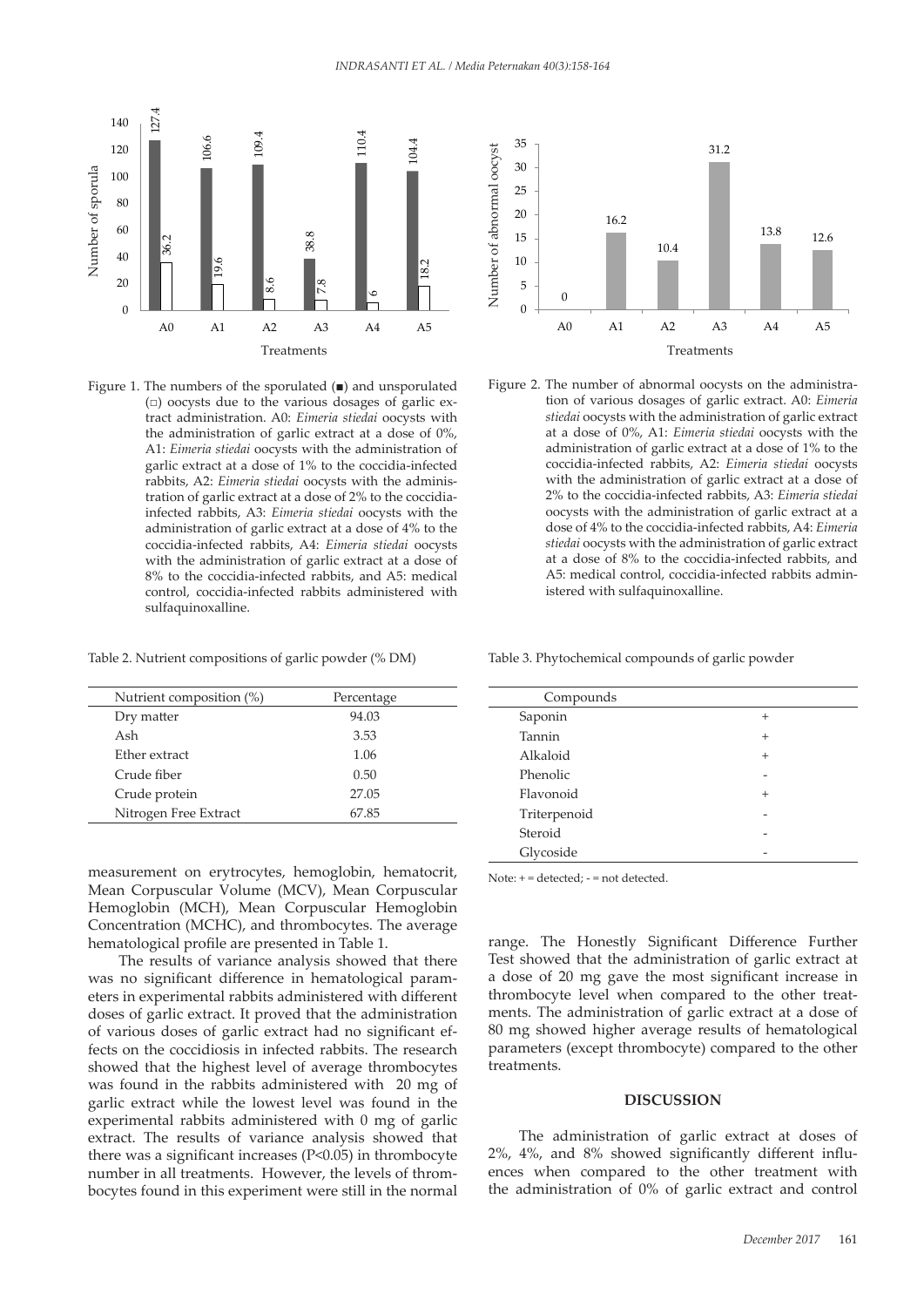Figure 1. The numbers of the sporulated (■) and unsporulated (□) oocysts due to the various dosages of garlic extract administration. A0: *Eimeria stiedai* oocysts with the administration of garlic extract at a dose of 0%, A1: *Eimeria stiedai* oocysts with the administration of garlic extract at a dose of 1% to the coccidia-infected rabbits, A2: *Eimeria stiedai* oocysts with the administration of garlic extract at a dose of 2% to the coccidia-infected rabbits, A3: *Eimeria stiedai* oocysts with the administration of garlic extract at a dose of 4% to the coccidia-infected rabbits, A4: *Eimeria stiedai* oocysts with the administration of garlic extract at a dose of 8% to the coccidia-infected rabbits, and A5: medical control, coccidia-infected rabbits administered with sulfaquinoxalline.

Figure 2. The number of abnormal oocysts on the administration of various dosages of garlic extract. A0: *Eimeria stiedai* oocysts with the administration of garlic extract at a dose of 0%, A1: *Eimeria stiedai* oocysts with the administration of garlic extract at a dose of 1% to the coccidia-infected rabbits, A2: *Eimeria stiedai* oocysts with the administration of garlic extract at a dose of 2% to the coccidia-infected rabbits, A3: *Eimeria stiedai* oocysts with the administration of garlic extract at a dose of 4% to the coccidia-infected rabbits, A4: *Eimeria stiedai* oocysts with the administration of garlic extract at a dose of 8% to the coccidia-infected rabbits, and A5: medical control, coccidia-infected rabbits administered with sulfaquinoxalline.

Table 2. Nutrient compositions of garlic powder (% DM)

| Nutrient composition (%) | Percentage |
|---|---|
| Dry matter | 94.03 |
| Ash | 3.53 |
| Ether extract | 1.06 |
| Crude fiber | 0.50 |
| Crude protein | 27.05 |
| Nitrogen Free Extract | 67.85 |

Table 3. Phytochemical compounds of garlic powder

| Compounds | |
|---|---|
| Saponin | + |
| Tannin | + |
| Alkaloid | + |
| Phenolic | - |
| Flavonoid | + |
| Triterpenoid | - |
| Steroid | - |
| Glycoside | - |

Note: + = detected; - = not detected.

measurement on erytrocytes, hemoglobin, hematocrit, Mean Corpuscular Volume (MCV), Mean Corpuscular Hemoglobin (MCH), Mean Corpuscular Hemoglobin Concentration (MCHC), and thrombocytes. The average hematological profile are presented in Table 1.

The results of variance analysis showed that there was no significant difference in hematological parameters in experimental rabbits administered with different doses of garlic extract. It proved that the administration of various doses of garlic extract had no significant effects on the coccidiosis in infected rabbits. The research showed that the highest level of average thrombocytes was found in the rabbits administered with 20 mg of garlic extract while the lowest level was found in the experimental rabbits administered with 0 mg of garlic extract. The results of variance analysis showed that there was a significant increases ($P<0.05$) in thrombocyte number in all treatments. However, the levels of thrombocytes found in this experiment were still in the normal range. The Honestly Significant Difference Further Test showed that the administration of garlic extract at a dose of 20 mg gave the most significant increase in thrombocyte level when compared to the other treatments. The administration of garlic extract at a dose of 80 mg showed higher average results of hematological parameters (except thrombocyte) compared to the other treatments.

## DISCUSSION

The administration of garlic extract at doses of 2%, 4%, and 8% showed significantly different influences when compared to the other treatment with the administration of 0% of garlic extract and control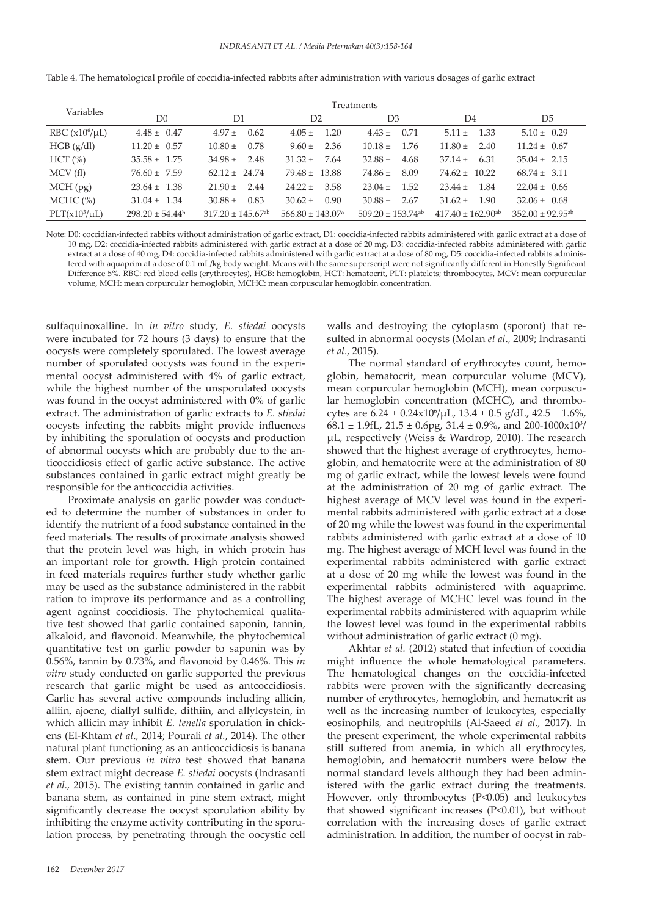Table 4. The hematological profile of coccidia-infected rabbits after administration with various dosages of garlic extract

| Variables | Treatments | | | | | |
|---|---|---|---|---|---|---|
| | D0 | D1 | D2 | D3 | D4 | D5 |
| RBC ($x10^6/\mu L$) | 4.48 ± 0.47 | 4.97 ± 0.62 | 4.05 ± 1.20 | 4.43 ± 0.71 | 5.11 ± 1.33 | 5.10 ± 0.29 |
| HGB (g/dl) | 11.20 ± 0.57 | 10.80 ± 0.78 | 9.60 ± 2.36 | 10.18 ± 1.76 | 11.80 ± 2.40 | 11.24 ± 0.67 |
| HCT (%) | 35.58 ± 1.75 | 34.98 ± 2.48 | 31.32 ± 7.64 | 32.88 ± 4.68 | 37.14 ± 6.31 | 35.04 ± 2.15 |
| MCV (fl) | 76.60 ± 7.59 | 62.12 ± 24.74 | 79.48 ± 13.88 | 74.86 ± 8.09 | 74.62 ± 10.22 | 68.74 ± 3.11 |
| MCH (pg) | 23.64 ± 1.38 | 21.90 ± 2.44 | 24.22 ± 3.58 | 23.04 ± 1.52 | 23.44 ± 1.84 | 22.04 ± 0.66 |
| MCHC (%) | 31.04 ± 1.34 | 30.88 ± 0.83 | 30.62 ± 0.90 | 30.88 ± 2.67 | 31.62 ± 1.90 | 32.06 ± 0.68 |
| PLT($x10^3/\mu L$) | $298.20 \pm 54.44^{b}$ | $317.20 \pm 145.67^{ab}$ | $566.80 \pm 143.07^{a}$ | $509.20 \pm 153.74^{ab}$ | $417.40 \pm 162.90^{ab}$ | $352.00 \pm 92.95^{ab}$ |

Note: D0: coccidian-infected rabbits without administration of garlic extract, D1: coccidia-infected rabbits administered with garlic extract at a dose of 10 mg, D2: coccidia-infected rabbits administered with garlic extract at a dose of 20 mg, D3: coccidia-infected rabbits administered with garlic extract at a dose of 40 mg, D4: coccidia-infected rabbits administered with garlic extract at a dose of 80 mg, D5: coccidia-infected rabbits administered with aquaprim at a dose of 0.1 mL/kg body weight. Means with the same superscript were not significantly different in Honestly Significant Difference 5%. RBC: red blood cells (erythrocytes), HGB: hemoglobin, HCT: hematocrit, PLT: platelets; thrombocytes, MCV: mean corpurcular volume, MCH: mean corpurcular hemoglobin, MCHC: mean corpuscular hemoglobin concentration.

sulfaquinoxalline. In *in vitro* study, *E. stiedai* oocysts were incubated for 72 hours (3 days) to ensure that the oocysts were completely sporulated. The lowest average number of sporulated oocysts was found in the experimental oocyst administered with 4% of garlic extract, while the highest number of the unsporulated oocysts was found in the oocyst administered with 0% of garlic extract. The administration of garlic extracts to *E. stiedai* oocysts infecting the rabbits might provide influences by inhibiting the sporulation of oocysts and production of abnormal oocysts which are probably due to the anticoccidiosis effect of garlic active substance. The active substances contained in garlic extract might greatly be responsible for the anticoccidia activities.

Proximate analysis on garlic powder was conducted to determine the number of substances in order to identify the nutrient of a food substance contained in the feed materials. The results of proximate analysis showed that the protein level was high, in which protein has an important role for growth. High protein contained in feed materials requires further study whether garlic may be used as the substance administered in the rabbit ration to improve its performance and as a controlling agent against coccidiosis. The phytochemical qualitative test showed that garlic contained saponin, tannin, alkaloid, and flavonoid. Meanwhile, the phytochemical quantitative test on garlic powder to saponin was by 0.56%, tannin by 0.73%, and flavonoid by 0.46%. This *in vitro* study conducted on garlic supported the previous research that garlic might be used as antcoccidiosis. Garlic has several active compounds including allicin, alliin, ajoene, diallyl sulfide, dithiin, and allylcystein, in which allicin may inhibit *E. tenella* sporulation in chickens (El-Khtam *et al*., 2014; Pourali *et al.*, 2014). The other natural plant functioning as an anticoccidiosis is banana stem. Our previous *in vitro* test showed that banana stem extract might decrease *E. stiedai* oocysts (Indrasanti *et al.,* 2015). The existing tannin contained in garlic and banana stem, as contained in pine stem extract, might significantly decrease the oocyst sporulation ability by inhibiting the enzyme activity contributing in the sporulation process, by penetrating through the oocystic cell walls and destroying the cytoplasm (sporont) that resulted in abnormal oocysts (Molan *et al*., 2009; Indrasanti *et al*., 2015).

The normal standard of erythrocytes count, hemoglobin, hematocrit, mean corpurcular volume (MCV), mean corpurcular hemoglobin (MCH), mean corpuscular hemoglobin concentration (MCHC), and thrombocytes are $6.24 \pm 0.24 \times 10^6/\mu L$, $13.4 \pm 0.5$ g/dL, $42.5 \pm 1.6\%$, $68.1 \pm 1.9$fL, $21.5 \pm 0.6$pg, $31.4 \pm 0.9\%$, and $200\text{-}1000 \times 10^3/\mu L$, respectively (Weiss & Wardrop, 2010). The research showed that the highest average of erythrocytes, hemoglobin, and hematocrite were at the administration of 80 mg of garlic extract, while the lowest levels were found at the administration of 20 mg of garlic extract. The highest average of MCV level was found in the experimental rabbits administered with garlic extract at a dose of 20 mg while the lowest was found in the experimental rabbits administered with garlic extract at a dose of 10 mg. The highest average of MCH level was found in the experimental rabbits administered with garlic extract at a dose of 20 mg while the lowest was found in the experimental rabbits administered with aquaprime. The highest average of MCHC level was found in the experimental rabbits administered with aquaprim while the lowest level was found in the experimental rabbits without administration of garlic extract (0 mg).

Akhtar *et al.* (2012) stated that infection of coccidia might influence the whole hematological parameters. The hematological changes on the coccidia-infected rabbits were proven with the significantly decreasing number of erythrocytes, hemoglobin, and hematocrit as well as the increasing number of leukocytes, especially eosinophils, and neutrophils (Al-Saeed *et al.,* 2017). In the present experiment, the whole experimental rabbits still suffered from anemia, in which all erythrocytes, hemoglobin, and hematocrit numbers were below the normal standard levels although they had been administered with the garlic extract during the treatments. However, only thrombocytes ($P<0.05$) and leukocytes that showed significant increases ($P<0.01$), but without correlation with the increasing doses of garlic extract administration. In addition, the number of oocyst in rab-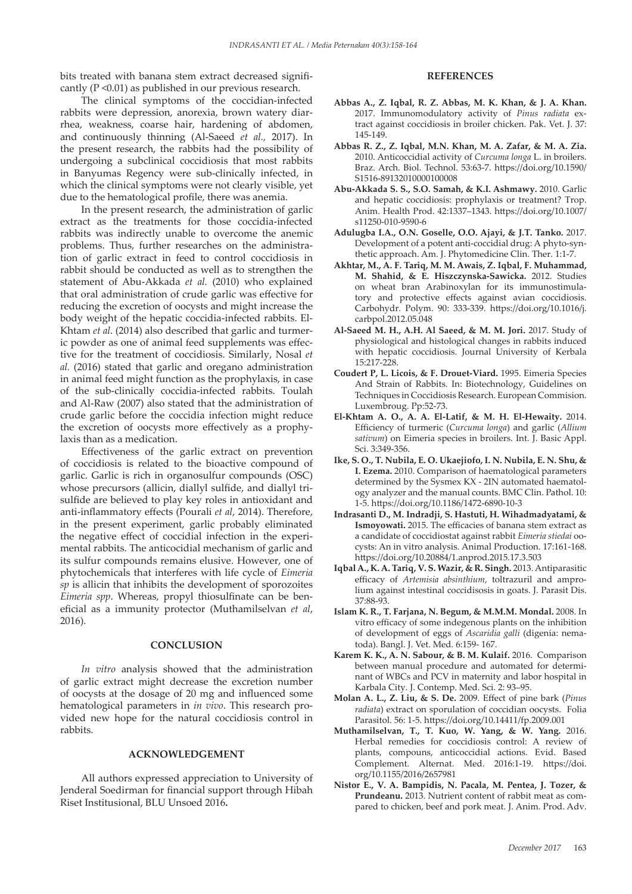bits treated with banana stem extract decreased significantly (P <0.01) as published in our previous research.

The clinical symptoms of the coccidian-infected rabbits were depression, anorexia, brown watery diarrhea, weakness, coarse hair, hardening of abdomen, and continuously thinning (Al-Saeed *et al.,* 2017). In the present research, the rabbits had the possibility of undergoing a subclinical coccidiosis that most rabbits in Banyumas Regency were sub-clinically infected, in which the clinical symptoms were not clearly visible, yet due to the hematological profile, there was anemia.

In the present research, the administration of garlic extract as the treatments for those coccidia-infected rabbits was indirectly unable to overcome the anemic problems. Thus, further researches on the administration of garlic extract in feed to control coccidiosis in rabbit should be conducted as well as to strengthen the statement of Abu-Akkada *et al.* (2010) who explained that oral administration of crude garlic was effective for reducing the excretion of oocysts and might increase the body weight of the hepatic coccidia-infected rabbits. El-Khtam *et al*. (2014) also described that garlic and turmeric powder as one of animal feed supplements was effective for the treatment of coccidiosis. Similarly, Nosal *et al.* (2016) stated that garlic and oregano administration in animal feed might function as the prophylaxis, in case of the sub-clinically coccidia-infected rabbits. Toulah and Al-Raw (2007) also stated that the administration of crude garlic before the coccidia infection might reduce the excretion of oocysts more effectively as a prophylaxis than as a medication.

Effectiveness of the garlic extract on prevention of coccidiosis is related to the bioactive compound of garlic. Garlic is rich in organosulfur compounds (OSC) whose precursors (allicin, diallyl sulfide, and diallyl trisulfide are believed to play key roles in antioxidant and anti-inflammatory effects (Pourali *et al*, 2014). Therefore, in the present experiment, garlic probably eliminated the negative effect of coccidial infection in the experimental rabbits. The anticoccidial mechanism of garlic and its sulfur compounds remains elusive. However, one of phytochemicals that interferes with life cycle of *Eimeria sp* is allicin that inhibits the development of sporozoites *Eimeria spp*. Whereas, propyl thiosulfinate can be beneficial as a immunity protector (Muthamilselvan *et al*, 2016).

## CONCLUSION

*In vitro* analysis showed that the administration of garlic extract might decrease the excretion number of oocysts at the dosage of 20 mg and influenced some hematological parameters in *in vivo*. This research provided new hope for the natural coccidiosis control in rabbits.

## ACKNOWLEDGEMENT

All authors expressed appreciation to University of Jenderal Soedirman for financial support through Hibah Riset Institusional, BLU Unsoed 2016**.**

## REFERENCES

**Abbas A., Z. Iqbal, R. Z. Abbas, M. K. Khan, & J. A. Khan.** 2017. Immunomodulatory activity of *Pinus radiata* extract against coccidiosis in broiler chicken. Pak. Vet. J. 37: 145-149.

**Abbas R. Z., Z. Iqbal, M.N. Khan, M. A. Zafar, & M. A. Zia.** 2010. Anticoccidial activity of *Curcuma longa* L. in broilers. Braz. Arch. Biol. Technol. 53:63-7. https://doi.org/10.1590/S1516-89132010000100008

**Abu-Akkada S. S., S.O. Samah, & K.I. Ashmawy.** 2010. Garlic and hepatic coccidiosis: prophylaxis or treatment? Trop. Anim. Health Prod. 42:1337–1343. https://doi.org/10.1007/s11250-010-9590-6

**Adulugba I.A., O.N. Goselle, O.O. Ajayi, & J.T. Tanko.** 2017. Development of a potent anti-coccidial drug: A phyto-synthetic approach. Am. J. Phytomedicine Clin. Ther. 1:1-7.

**Akhtar, M., A. F. Tariq, M. M. Awais, Z. Iqbal, F. Muhammad, M. Shahid, & E. Hiszczynska-Sawicka.** 2012. Studies on wheat bran Arabinoxylan for its immunostimulatory and protective effects against avian coccidiosis. Carbohydr. Polym. 90: 333-339. https://doi.org/10.1016/j.carbpol.2012.05.048

**Al-Saeed M. H., A.H. Al Saeed, & M. M. Jori.** 2017. Study of physiological and histological changes in rabbits induced with hepatic coccidiosis. Journal University of Kerbala 15:217-228.

**Coudert P, L. Licois, & F. Drouet-Viard.** 1995. Eimeria Species And Strain of Rabbits. In: Biotechnology, Guidelines on Techniques in Coccidiosis Research. European Commision. Luxembrug. Pp:52-73.

**El-Khtam A. O., A. A. El-Latif, & M. H. El-Hewaity.** 2014. Efficiency of turmeric (*Curcuma longa*) and garlic (*Allium sativum*) on Eimeria species in broilers. Int. J. Basic Appl. Sci. 3:349-356.

**Ike, S. O., T. Nubila, E. O. Ukaejiofo, I. N. Nubila, E. N. Shu, & I. Ezema.** 2010. Comparison of haematological parameters determined by the Sysmex KX - 2IN automated haematology analyzer and the manual counts. BMC Clin. Pathol. 10: 1-5. https://doi.org/10.1186/1472-6890-10-3

**Indrasanti D., M. Indradji, S. Hastuti, H. Wihadmadyatami, & Ismoyowati.** 2015. The efficacies of banana stem extract as a candidate of coccidiostat against rabbit *Eimeria stiedai* oocysts: An in vitro analysis. Animal Production. 17:161-168. https://doi.org/10.20884/1.anprod.2015.17.3.503

**Iqbal A., K. A. Tariq, V. S. Wazir, & R. Singh.** 2013. Antiparasitic efficacy of *Artemisia absinthium*, toltrazuril and amprolium against intestinal coccidisosis in goats. J. Parasit Dis. 37:88-93.

**Islam K. R., T. Farjana, N. Begum, & M.M.M. Mondal.** 2008. In vitro efficacy of some indegenous plants on the inhibition of development of eggs of *Ascaridia galli* (digenia: nematoda). Bangl. J. Vet. Med. 6:159- 167.

**Karem K. K., A. N. Sabour, & B. M. Kulaif.** 2016. Comparison between manual procedure and automated for determinant of WBCs and PCV in maternity and labor hospital in Karbala City. J. Contemp. Med. Sci. 2: 93–95.

**Molan A. L., Z. Liu, & S. De.** 2009. Effect of pine bark (*Pinus radiata*) extract on sporulation of coccidian oocysts. Folia Parasitol. 56: 1-5. https://doi.org/10.14411/fp.2009.001

**Muthamilselvan, T., T. Kuo, W. Yang, & W. Yang.** 2016. Herbal remedies for coccidiosis control: A review of plants, compouns, anticoccidial actions. Evid. Based Complement. Alternat. Med. 2016:1-19. https://doi.org/10.1155/2016/2657981

**Nistor E., V. A. Bampidis, N. Pacala, M. Pentea, J. Tozer, & Prundeanu.** 2013. Nutrient content of rabbit meat as compared to chicken, beef and pork meat. J. Anim. Prod. Adv.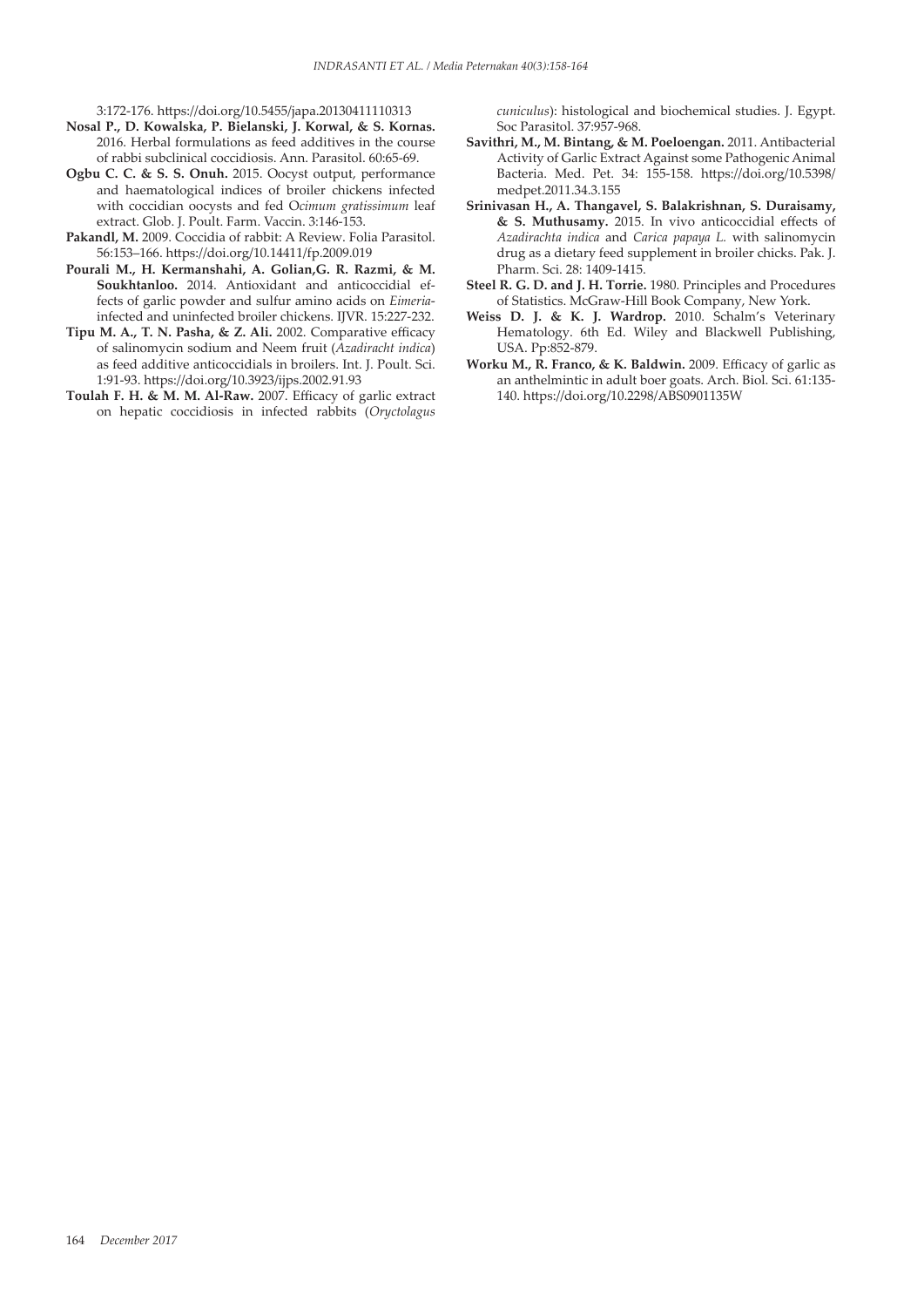3:172-176. https://doi.org/10.5455/japa.20130411110313

**Nosal P., D. Kowalska, P. Bielanski, J. Korwal, & S. Kornas.** 2016. Herbal formulations as feed additives in the course of rabbi subclinical coccidiosis. Ann. Parasitol. 60:65-69.

**Ogbu C. C. & S. S. Onuh.** 2015. Oocyst output, performance and haematological indices of broiler chickens infected with coccidian oocysts and fed O*cimum gratissimum* leaf extract. Glob. J. Poult. Farm. Vaccin. 3:146-153.

**Pakandl, M.** 2009. Coccidia of rabbit: A Review. Folia Parasitol. 56:153–166. https://doi.org/10.14411/fp.2009.019

**Pourali M., H. Kermanshahi, A. Golian,G. R. Razmi, & M. Soukhtanloo.** 2014. Antioxidant and anticoccidial effects of garlic powder and sulfur amino acids on *Eimeria*-infected and uninfected broiler chickens. IJVR. 15:227-232.

**Tipu M. A., T. N. Pasha, & Z. Ali.** 2002. Comparative efficacy of salinomycin sodium and Neem fruit (*Azadiracht indica*) as feed additive anticoccidials in broilers. Int. J. Poult. Sci. 1:91-93. https://doi.org/10.3923/ijps.2002.91.93

**Toulah F. H. & M. M. Al-Raw.** 2007. Efficacy of garlic extract on hepatic coccidiosis in infected rabbits (*Oryctolagus cuniculus*): histological and biochemical studies. J. Egypt. Soc Parasitol. 37:957-968.

**Savithri, M., M. Bintang, & M. Poeloengan.** 2011. Antibacterial Activity of Garlic Extract Against some Pathogenic Animal Bacteria. Med. Pet. 34: 155-158. https://doi.org/10.5398/medpet.2011.34.3.155

**Srinivasan H., A. Thangavel, S. Balakrishnan, S. Duraisamy, & S. Muthusamy.** 2015. In vivo anticoccidial effects of *Azadirachta indica* and *Carica papaya L.* with salinomycin drug as a dietary feed supplement in broiler chicks. Pak. J. Pharm. Sci. 28: 1409-1415.

**Steel R. G. D. and J. H. Torrie.** 1980. Principles and Procedures of Statistics. McGraw-Hill Book Company, New York.

**Weiss D. J. & K. J. Wardrop.** 2010. Schalm's Veterinary Hematology. 6th Ed. Wiley and Blackwell Publishing, USA. Pp:852-879.

**Worku M., R. Franco, & K. Baldwin.** 2009. Efficacy of garlic as an anthelmintic in adult boer goats. Arch. Biol. Sci. 61:135-140. https://doi.org/10.2298/ABS0901135W